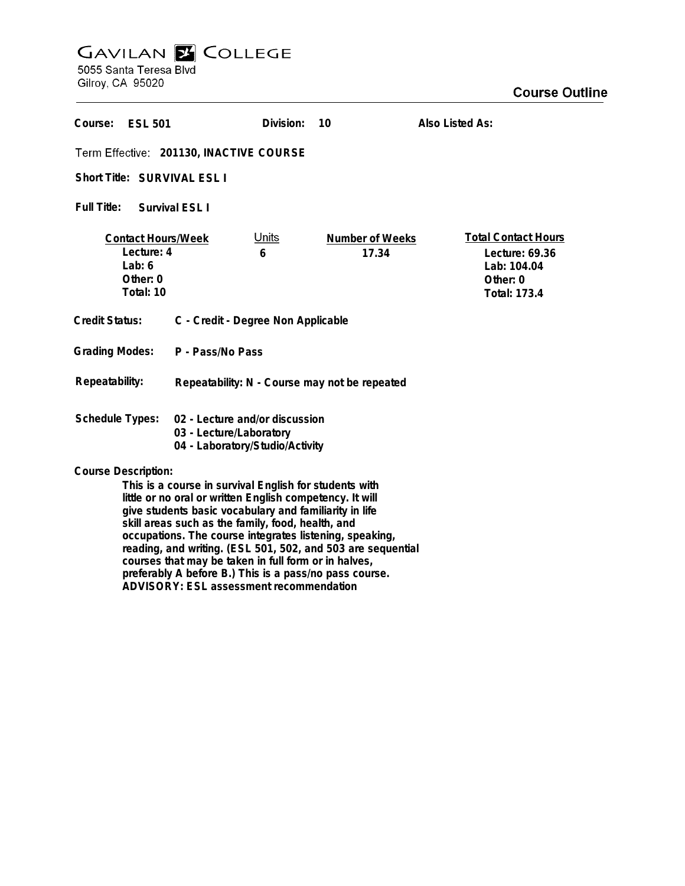# GAVILAN COLLEGE

5055 Santa Teresa Blvd
Gilroy, CA 95020

## Course Outline

**Course:** ESL 501 **Division:** 10 **Also Listed As:**

**Term Effective:** 201130, INACTIVE COURSE

**Short Title:** SURVIVAL ESL I

**Full Title:** Survival ESL I

| Contact Hours/Week | Units | Number of Weeks | Total Contact Hours |
|---|---|---|---|
| Lecture: 4 | 6 | 17.34 | Lecture: 69.36 |
| Lab: 6 | | | Lab: 104.04 |
| Other: 0 | | | Other: 0 |
| Total: 10 | | | Total: 173.4 |

**Credit Status:** C - Credit - Degree Non Applicable

**Grading Modes:** P - Pass/No Pass

**Repeatability:** Repeatability: N - Course may not be repeated

**Schedule Types:**
- 02 - Lecture and/or discussion
- 03 - Lecture/Laboratory
- 04 - Laboratory/Studio/Activity

**Course Description:**

This is a course in survival English for students with little or no oral or written English competency. It will give students basic vocabulary and familiarity in life skill areas such as the family, food, health, and occupations. The course integrates listening, speaking, reading, and writing. (ESL 501, 502, and 503 are sequential courses that may be taken in full form or in halves, preferably A before B.) This is a pass/no pass course.
ADVISORY: ESL assessment recommendation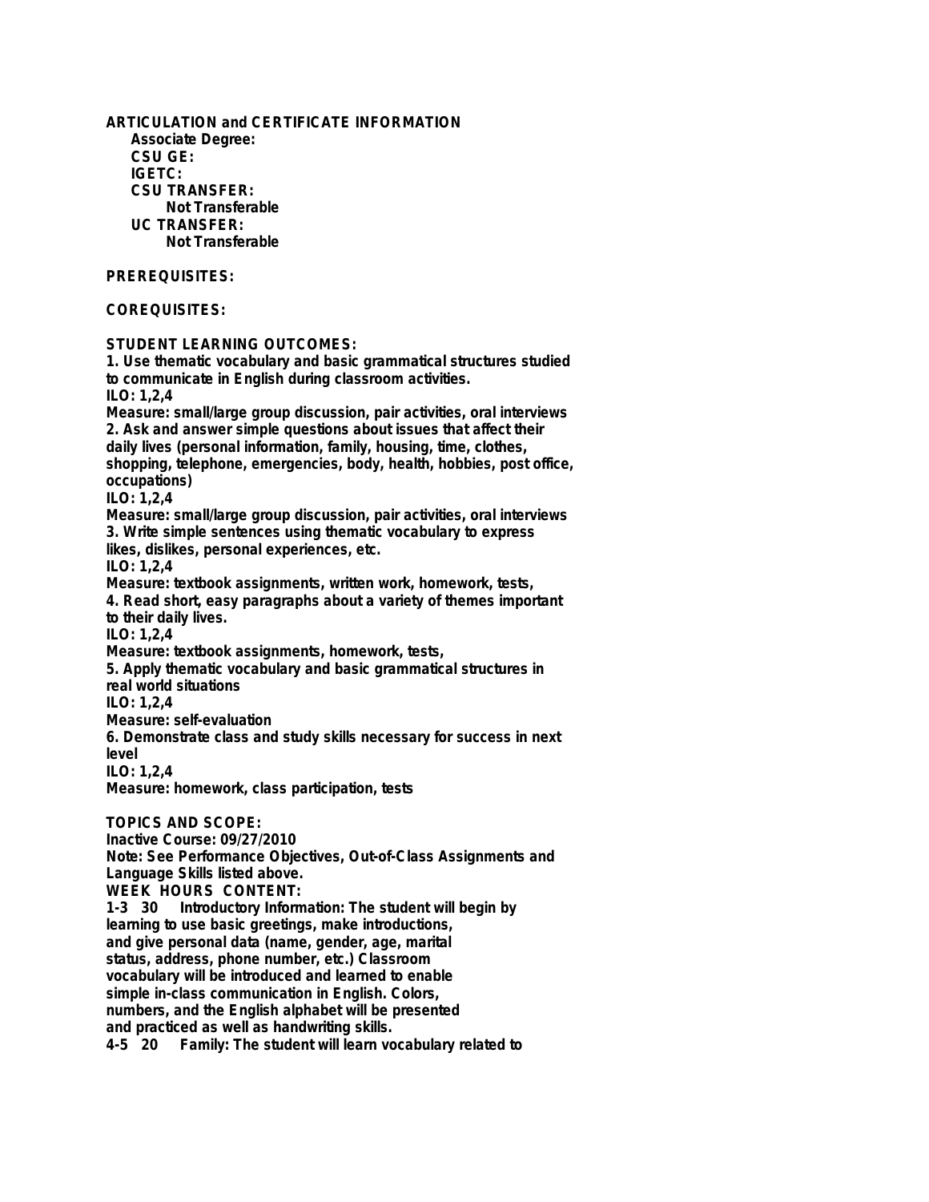**ARTICULATION and CERTIFICATE INFORMATION**

**Associate Degree:**

**CSU GE:**

**IGETC:**

**CSU TRANSFER:**

Not Transferable

**UC TRANSFER:**

Not Transferable

**PREREQUISITES:**

**COREQUISITES:**

**STUDENT LEARNING OUTCOMES:**

1. Use thematic vocabulary and basic grammatical structures studied to communicate in English during classroom activities.
ILO: 1,2,4
Measure: small/large group discussion, pair activities, oral interviews
2. Ask and answer simple questions about issues that affect their daily lives (personal information, family, housing, time, clothes, shopping, telephone, emergencies, body, health, hobbies, post office, occupations)
ILO: 1,2,4
Measure: small/large group discussion, pair activities, oral interviews
3. Write simple sentences using thematic vocabulary to express likes, dislikes, personal experiences, etc.
ILO: 1,2,4
Measure: textbook assignments, written work, homework, tests,
4. Read short, easy paragraphs about a variety of themes important to their daily lives.
ILO: 1,2,4
Measure: textbook assignments, homework, tests,
5. Apply thematic vocabulary and basic grammatical structures in real world situations
ILO: 1,2,4
Measure: self-evaluation
6. Demonstrate class and study skills necessary for success in next level
ILO: 1,2,4
Measure: homework, class participation, tests

**TOPICS AND SCOPE:**

Inactive Course: 09/27/2010

Note: See Performance Objectives, Out-of-Class Assignments and Language Skills listed above.

WEEK HOURS CONTENT:

1-3 30 Introductory Information: The student will begin by learning to use basic greetings, make introductions, and give personal data (name, gender, age, marital status, address, phone number, etc.) Classroom vocabulary will be introduced and learned to enable simple in-class communication in English. Colors, numbers, and the English alphabet will be presented and practiced as well as handwriting skills.

4-5 20 Family: The student will learn vocabulary related to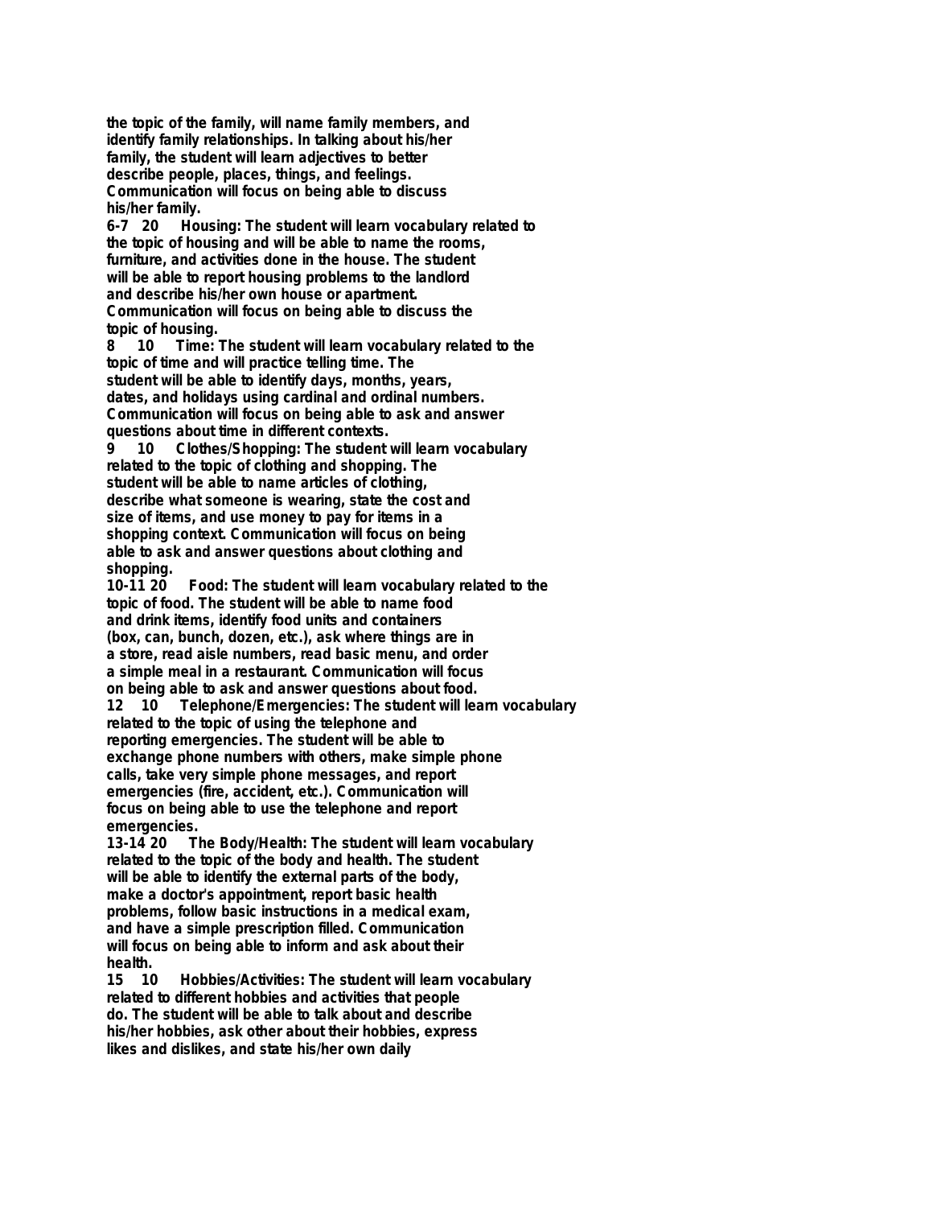the topic of the family, will name family members, and identify family relationships. In talking about his/her family, the student will learn adjectives to better describe people, places, things, and feelings. Communication will focus on being able to discuss his/her family.

6-7 20 Housing: The student will learn vocabulary related to the topic of housing and will be able to name the rooms, furniture, and activities done in the house. The student will be able to report housing problems to the landlord and describe his/her own house or apartment. Communication will focus on being able to discuss the topic of housing.

8 10 Time: The student will learn vocabulary related to the topic of time and will practice telling time. The student will be able to identify days, months, years, dates, and holidays using cardinal and ordinal numbers. Communication will focus on being able to ask and answer questions about time in different contexts.

9 10 Clothes/Shopping: The student will learn vocabulary related to the topic of clothing and shopping. The student will be able to name articles of clothing, describe what someone is wearing, state the cost and size of items, and use money to pay for items in a shopping context. Communication will focus on being able to ask and answer questions about clothing and shopping.

10-11 20 Food: The student will learn vocabulary related to the topic of food. The student will be able to name food and drink items, identify food units and containers (box, can, bunch, dozen, etc.), ask where things are in a store, read aisle numbers, read basic menu, and order a simple meal in a restaurant. Communication will focus on being able to ask and answer questions about food.

12 10 Telephone/Emergencies: The student will learn vocabulary related to the topic of using the telephone and reporting emergencies. The student will be able to exchange phone numbers with others, make simple phone calls, take very simple phone messages, and report emergencies (fire, accident, etc.). Communication will focus on being able to use the telephone and report emergencies.

13-14 20 The Body/Health: The student will learn vocabulary related to the topic of the body and health. The student will be able to identify the external parts of the body, make a doctor's appointment, report basic health problems, follow basic instructions in a medical exam, and have a simple prescription filled. Communication will focus on being able to inform and ask about their health.

15 10 Hobbies/Activities: The student will learn vocabulary related to different hobbies and activities that people do. The student will be able to talk about and describe his/her hobbies, ask other about their hobbies, express likes and dislikes, and state his/her own daily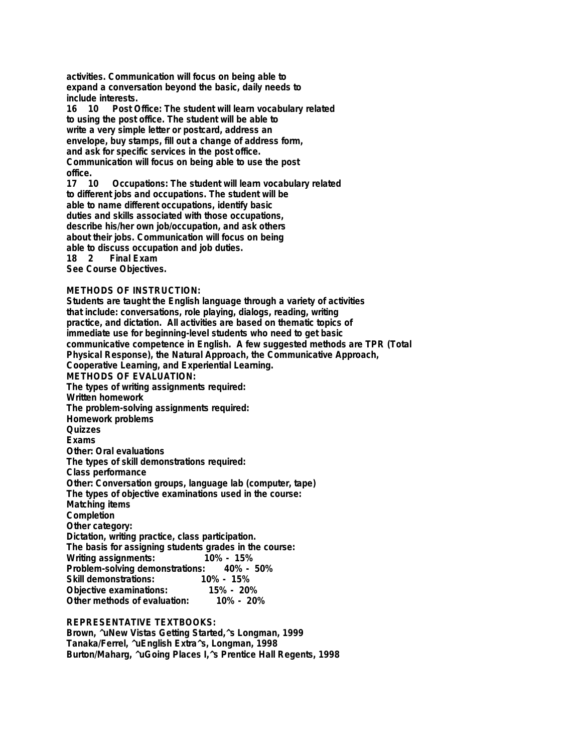activities. Communication will focus on being able to expand a conversation beyond the basic, daily needs to include interests.

16 10 Post Office: The student will learn vocabulary related to using the post office. The student will be able to write a very simple letter or postcard, address an envelope, buy stamps, fill out a change of address form, and ask for specific services in the post office. Communication will focus on being able to use the post office.

17 10 Occupations: The student will learn vocabulary related to different jobs and occupations. The student will be able to name different occupations, identify basic duties and skills associated with those occupations, describe his/her own job/occupation, and ask others about their jobs. Communication will focus on being able to discuss occupation and job duties.

18 2 Final Exam

See Course Objectives.

**METHODS OF INSTRUCTION:**

Students are taught the English language through a variety of activities that include: conversations, role playing, dialogs, reading, writing practice, and dictation. All activities are based on thematic topics of immediate use for beginning-level students who need to get basic communicative competence in English. A few suggested methods are TPR (Total Physical Response), the Natural Approach, the Communicative Approach, Cooperative Learning, and Experiential Learning.

**METHODS OF EVALUATION:**

The types of writing assignments required:
Written homework

The problem-solving assignments required:
Homework problems
Quizzes
Exams
Other: Oral evaluations

The types of skill demonstrations required:
Class performance
Other: Conversation groups, language lab (computer, tape)

The types of objective examinations used in the course:
Matching items
Completion
Other category:
Dictation, writing practice, class participation.

The basis for assigning students grades in the course:

| | |
|---|---|
| Writing assignments: | 10% - 15% |
| Problem-solving demonstrations: | 40% - 50% |
| Skill demonstrations: | 10% - 15% |
| Objective examinations: | 15% - 20% |
| Other methods of evaluation: | 10% - 20% |

**REPRESENTATIVE TEXTBOOKS:**

Brown, ^uNew Vistas Getting Started,^s Longman, 1999
Tanaka/Ferrel, ^uEnglish Extra^s, Longman, 1998
Burton/Maharg, ^uGoing Places I,^s Prentice Hall Regents, 1998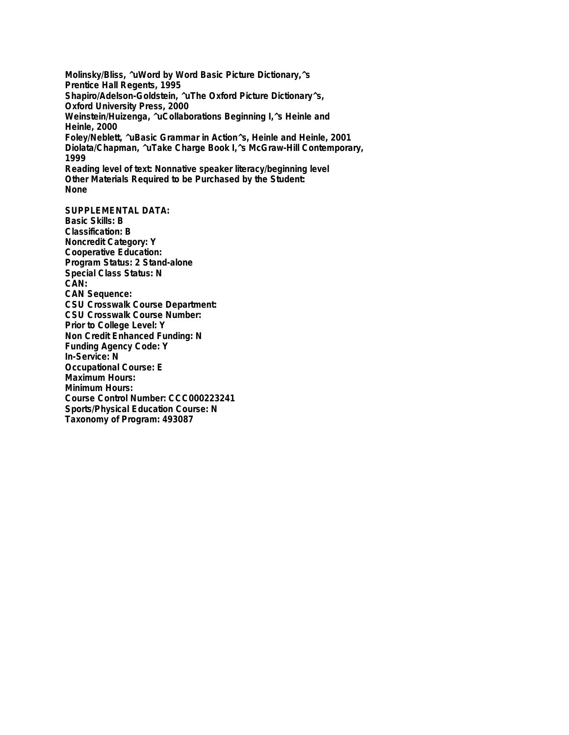**Molinsky/Bliss, ^uWord by Word Basic Picture Dictionary,^s Prentice Hall Regents, 1995**
**Shapiro/Adelson-Goldstein, ^uThe Oxford Picture Dictionary^s, Oxford University Press, 2000**
**Weinstein/Huizenga, ^uCollaborations Beginning I,^s Heinle and Heinle, 2000**
**Foley/Neblett, ^uBasic Grammar in Action^s, Heinle and Heinle, 2001**
**Diolata/Chapman, ^uTake Charge Book I,^s McGraw-Hill Contemporary, 1999**
**Reading level of text: Nonnative speaker literacy/beginning level**
**Other Materials Required to be Purchased by the Student:**
**None**

**SUPPLEMENTAL DATA:**
**Basic Skills: B**
**Classification: B**
**Noncredit Category: Y**
**Cooperative Education:**
**Program Status: 2 Stand-alone**
**Special Class Status: N**
**CAN:**
**CAN Sequence:**
**CSU Crosswalk Course Department:**
**CSU Crosswalk Course Number:**
**Prior to College Level: Y**
**Non Credit Enhanced Funding: N**
**Funding Agency Code: Y**
**In-Service: N**
**Occupational Course: E**
**Maximum Hours:**
**Minimum Hours:**
**Course Control Number: CCC000223241**
**Sports/Physical Education Course: N**
**Taxonomy of Program: 493087**